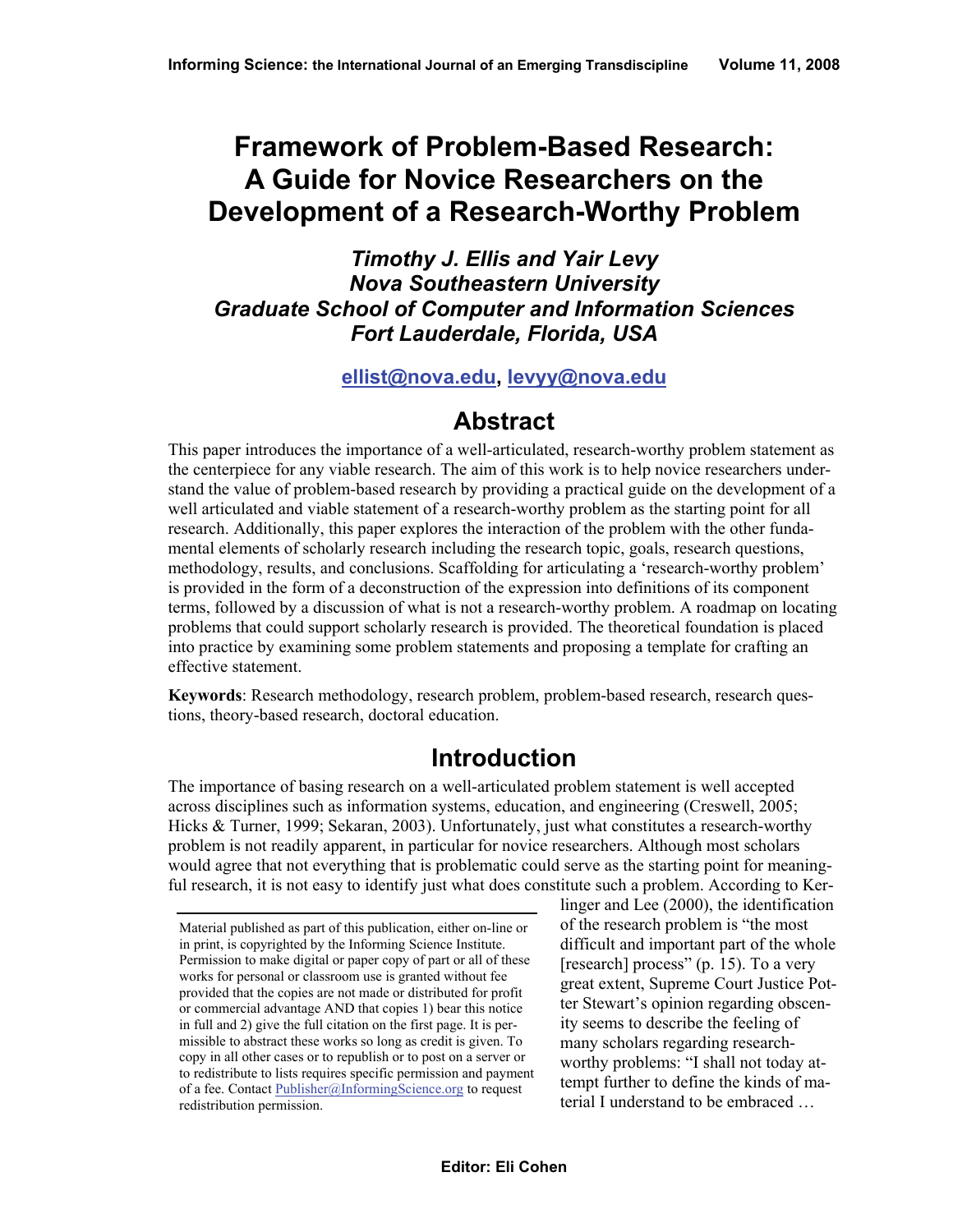# Framework of Problem-Based Research: A Guide for Novice Researchers on the Development of a Research-Worthy Problem

***Timothy J. Ellis and Yair Levy***
***Nova Southeastern University***
***Graduate School of Computer and Information Sciences***
***Fort Lauderdale, Florida, USA***

**ellist@nova.edu, levyy@nova.edu**

## Abstract

This paper introduces the importance of a well-articulated, research-worthy problem statement as the centerpiece for any viable research. The aim of this work is to help novice researchers understand the value of problem-based research by providing a practical guide on the development of a well articulated and viable statement of a research-worthy problem as the starting point for all research. Additionally, this paper explores the interaction of the problem with the other fundamental elements of scholarly research including the research topic, goals, research questions, methodology, results, and conclusions. Scaffolding for articulating a 'research-worthy problem' is provided in the form of a deconstruction of the expression into definitions of its component terms, followed by a discussion of what is not a research-worthy problem. A roadmap on locating problems that could support scholarly research is provided. The theoretical foundation is placed into practice by examining some problem statements and proposing a template for crafting an effective statement.

**Keywords**: Research methodology, research problem, problem-based research, research questions, theory-based research, doctoral education.

## Introduction

The importance of basing research on a well-articulated problem statement is well accepted across disciplines such as information systems, education, and engineering (Creswell, 2005; Hicks & Turner, 1999; Sekaran, 2003). Unfortunately, just what constitutes a research-worthy problem is not readily apparent, in particular for novice researchers. Although most scholars would agree that not everything that is problematic could serve as the starting point for meaningful research, it is not easy to identify just what does constitute such a problem. According to Kerlinger and Lee (2000), the identification of the research problem is "the most difficult and important part of the whole [research] process" (p. 15). To a very great extent, Supreme Court Justice Potter Stewart's opinion regarding obscenity seems to describe the feeling of many scholars regarding research-worthy problems: "I shall not today attempt further to define the kinds of material I understand to be embraced …

Material published as part of this publication, either on-line or in print, is copyrighted by the Informing Science Institute. Permission to make digital or paper copy of part or all of these works for personal or classroom use is granted without fee provided that the copies are not made or distributed for profit or commercial advantage AND that copies 1) bear this notice in full and 2) give the full citation on the first page. It is permissible to abstract these works so long as credit is given. To copy in all other cases or to republish or to post on a server or to redistribute to lists requires specific permission and payment of a fee. Contact Publisher@InformingScience.org to request redistribution permission.

**Editor: Eli Cohen**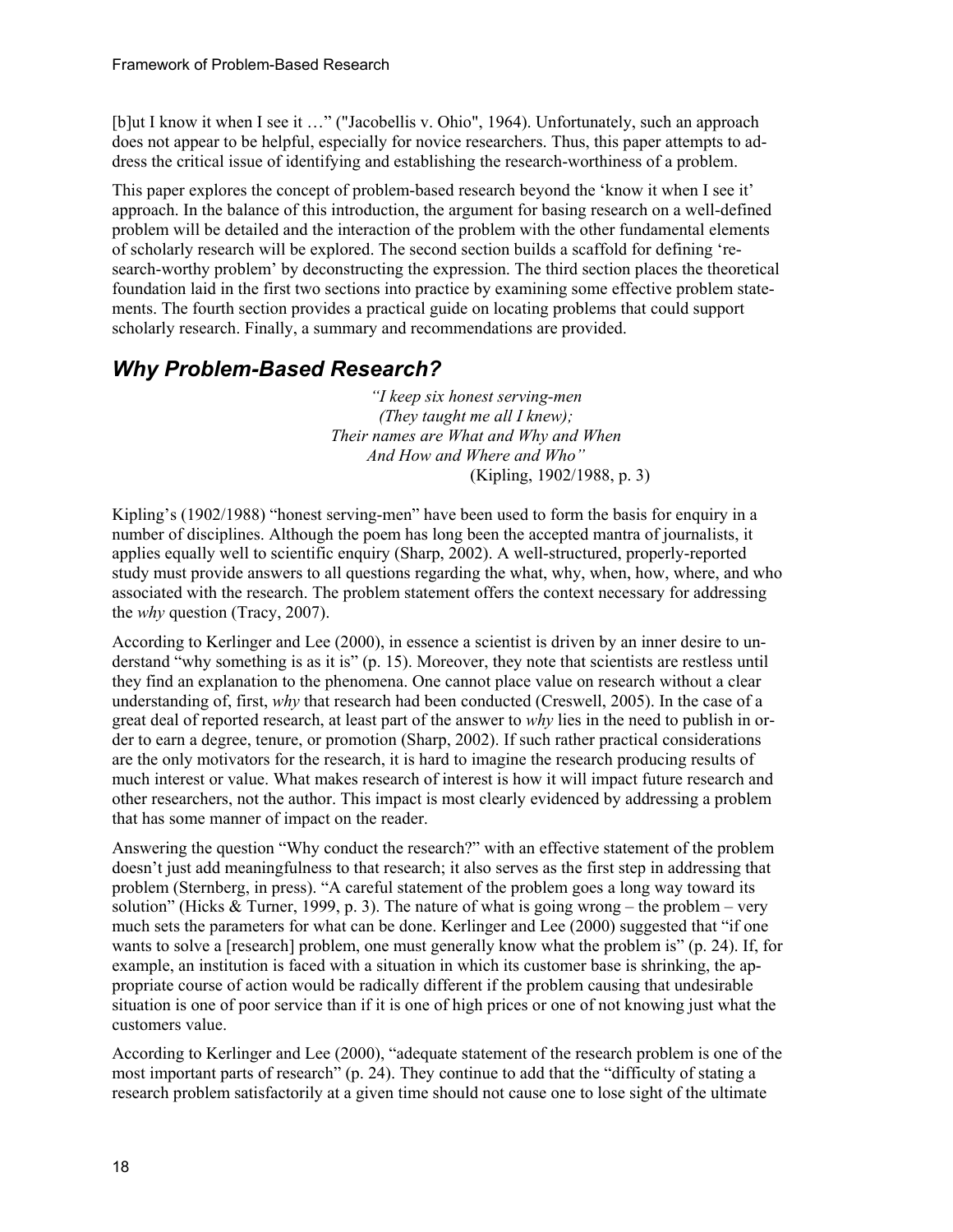[b]ut I know it when I see it …" ("Jacobellis v. Ohio", 1964). Unfortunately, such an approach does not appear to be helpful, especially for novice researchers. Thus, this paper attempts to address the critical issue of identifying and establishing the research-worthiness of a problem.

This paper explores the concept of problem-based research beyond the 'know it when I see it' approach. In the balance of this introduction, the argument for basing research on a well-defined problem will be detailed and the interaction of the problem with the other fundamental elements of scholarly research will be explored. The second section builds a scaffold for defining 'research-worthy problem' by deconstructing the expression. The third section places the theoretical foundation laid in the first two sections into practice by examining some effective problem statements. The fourth section provides a practical guide on locating problems that could support scholarly research. Finally, a summary and recommendations are provided.

## Why Problem-Based Research?

> *"I keep six honest serving-men*
> *(They taught me all I knew);*
> *Their names are What and Why and When*
> *And How and Where and Who"*
> (Kipling, 1902/1988, p. 3)

Kipling's (1902/1988) "honest serving-men" have been used to form the basis for enquiry in a number of disciplines. Although the poem has long been the accepted mantra of journalists, it applies equally well to scientific enquiry (Sharp, 2002). A well-structured, properly-reported study must provide answers to all questions regarding the what, why, when, how, where, and who associated with the research. The problem statement offers the context necessary for addressing the *why* question (Tracy, 2007).

According to Kerlinger and Lee (2000), in essence a scientist is driven by an inner desire to understand "why something is as it is" (p. 15). Moreover, they note that scientists are restless until they find an explanation to the phenomena. One cannot place value on research without a clear understanding of, first, *why* that research had been conducted (Creswell, 2005). In the case of a great deal of reported research, at least part of the answer to *why* lies in the need to publish in order to earn a degree, tenure, or promotion (Sharp, 2002). If such rather practical considerations are the only motivators for the research, it is hard to imagine the research producing results of much interest or value. What makes research of interest is how it will impact future research and other researchers, not the author. This impact is most clearly evidenced by addressing a problem that has some manner of impact on the reader.

Answering the question "Why conduct the research?" with an effective statement of the problem doesn't just add meaningfulness to that research; it also serves as the first step in addressing that problem (Sternberg, in press). "A careful statement of the problem goes a long way toward its solution" (Hicks & Turner, 1999, p. 3). The nature of what is going wrong – the problem – very much sets the parameters for what can be done. Kerlinger and Lee (2000) suggested that "if one wants to solve a [research] problem, one must generally know what the problem is" (p. 24). If, for example, an institution is faced with a situation in which its customer base is shrinking, the appropriate course of action would be radically different if the problem causing that undesirable situation is one of poor service than if it is one of high prices or one of not knowing just what the customers value.

According to Kerlinger and Lee (2000), "adequate statement of the research problem is one of the most important parts of research" (p. 24). They continue to add that the "difficulty of stating a research problem satisfactorily at a given time should not cause one to lose sight of the ultimate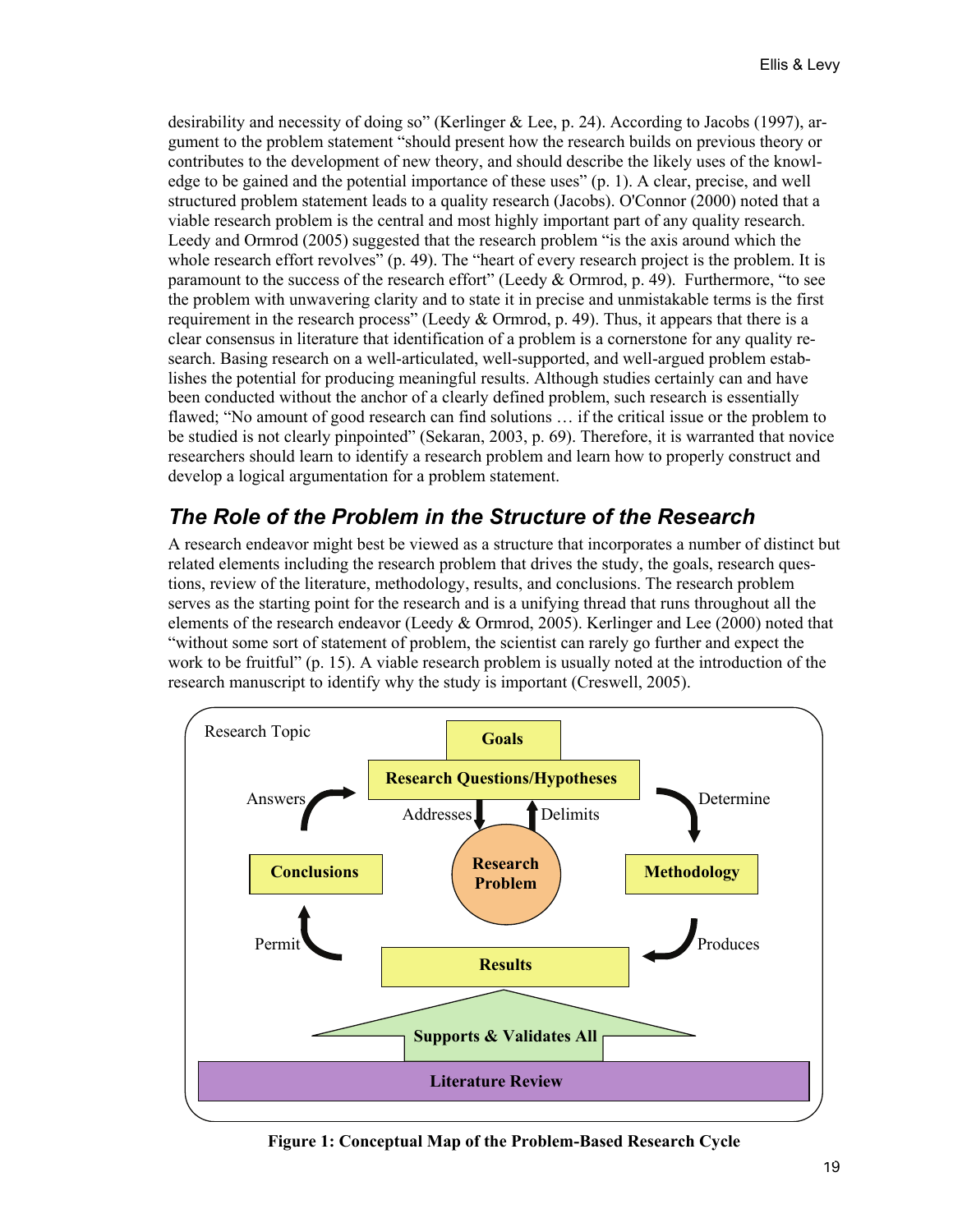desirability and necessity of doing so" (Kerlinger & Lee, p. 24). According to Jacobs (1997), argument to the problem statement "should present how the research builds on previous theory or contributes to the development of new theory, and should describe the likely uses of the knowledge to be gained and the potential importance of these uses" (p. 1). A clear, precise, and well structured problem statement leads to a quality research (Jacobs). O'Connor (2000) noted that a viable research problem is the central and most highly important part of any quality research. Leedy and Ormrod (2005) suggested that the research problem "is the axis around which the whole research effort revolves" (p. 49). The "heart of every research project is the problem. It is paramount to the success of the research effort" (Leedy & Ormrod, p. 49). Furthermore, "to see the problem with unwavering clarity and to state it in precise and unmistakable terms is the first requirement in the research process" (Leedy & Ormrod, p. 49). Thus, it appears that there is a clear consensus in literature that identification of a problem is a cornerstone for any quality research. Basing research on a well-articulated, well-supported, and well-argued problem establishes the potential for producing meaningful results. Although studies certainly can and have been conducted without the anchor of a clearly defined problem, such research is essentially flawed; "No amount of good research can find solutions … if the critical issue or the problem to be studied is not clearly pinpointed" (Sekaran, 2003, p. 69). Therefore, it is warranted that novice researchers should learn to identify a research problem and learn how to properly construct and develop a logical argumentation for a problem statement.

## The Role of the Problem in the Structure of the Research

A research endeavor might best be viewed as a structure that incorporates a number of distinct but related elements including the research problem that drives the study, the goals, research questions, review of the literature, methodology, results, and conclusions. The research problem serves as the starting point for the research and is a unifying thread that runs throughout all the elements of the research endeavor (Leedy & Ormrod, 2005). Kerlinger and Lee (2000) noted that "without some sort of statement of problem, the scientist can rarely go further and expect the work to be fruitful" (p. 15). A viable research problem is usually noted at the introduction of the research manuscript to identify why the study is important (Creswell, 2005).

Research Topic

Goals

Research Questions/Hypotheses

Answers | Addresses | Delimits | Determine

Conclusions | Research Problem | Methodology

Permit | Produces

Results

Supports & Validates All

Literature Review

**Figure 1: Conceptual Map of the Problem-Based Research Cycle**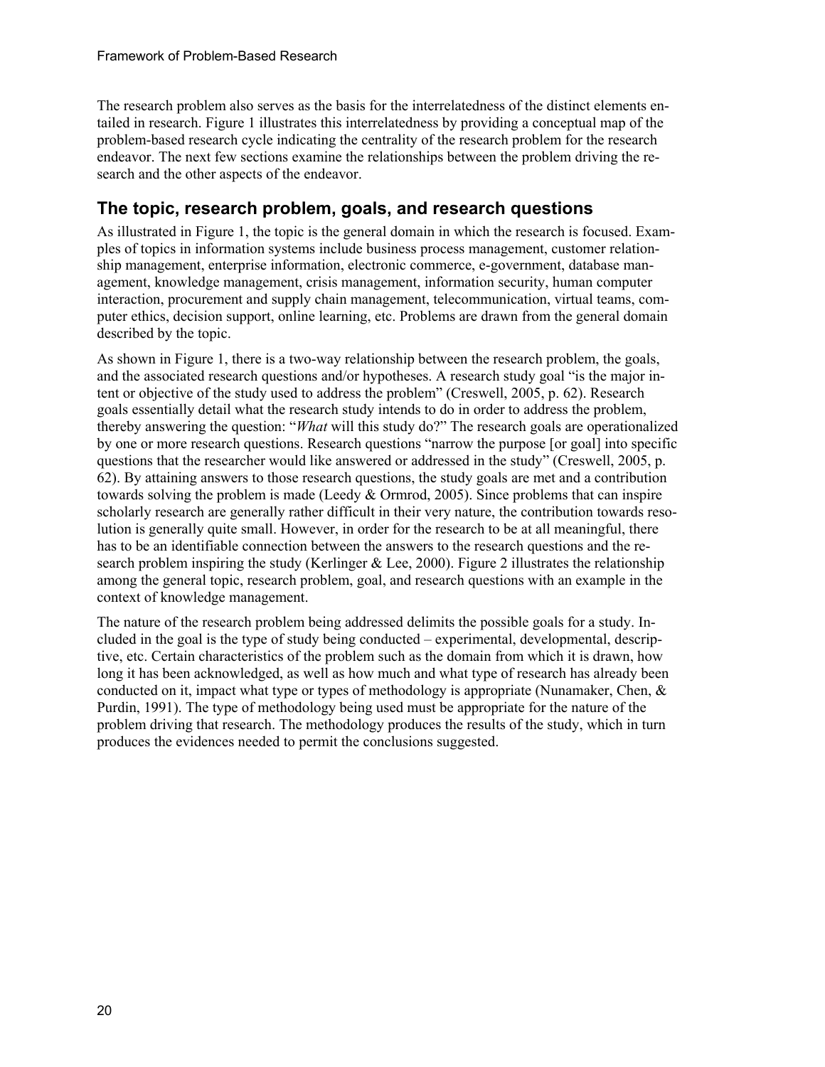The research problem also serves as the basis for the interrelatedness of the distinct elements entailed in research. Figure 1 illustrates this interrelatedness by providing a conceptual map of the problem-based research cycle indicating the centrality of the research problem for the research endeavor. The next few sections examine the relationships between the problem driving the research and the other aspects of the endeavor.

## The topic, research problem, goals, and research questions

As illustrated in Figure 1, the topic is the general domain in which the research is focused. Examples of topics in information systems include business process management, customer relationship management, enterprise information, electronic commerce, e-government, database management, knowledge management, crisis management, information security, human computer interaction, procurement and supply chain management, telecommunication, virtual teams, computer ethics, decision support, online learning, etc. Problems are drawn from the general domain described by the topic.

As shown in Figure 1, there is a two-way relationship between the research problem, the goals, and the associated research questions and/or hypotheses. A research study goal "is the major intent or objective of the study used to address the problem" (Creswell, 2005, p. 62). Research goals essentially detail what the research study intends to do in order to address the problem, thereby answering the question: "*What* will this study do?" The research goals are operationalized by one or more research questions. Research questions "narrow the purpose [or goal] into specific questions that the researcher would like answered or addressed in the study" (Creswell, 2005, p. 62). By attaining answers to those research questions, the study goals are met and a contribution towards solving the problem is made (Leedy & Ormrod, 2005). Since problems that can inspire scholarly research are generally rather difficult in their very nature, the contribution towards resolution is generally quite small. However, in order for the research to be at all meaningful, there has to be an identifiable connection between the answers to the research questions and the research problem inspiring the study (Kerlinger & Lee, 2000). Figure 2 illustrates the relationship among the general topic, research problem, goal, and research questions with an example in the context of knowledge management.

The nature of the research problem being addressed delimits the possible goals for a study. Included in the goal is the type of study being conducted – experimental, developmental, descriptive, etc. Certain characteristics of the problem such as the domain from which it is drawn, how long it has been acknowledged, as well as how much and what type of research has already been conducted on it, impact what type or types of methodology is appropriate (Nunamaker, Chen, & Purdin, 1991). The type of methodology being used must be appropriate for the nature of the problem driving that research. The methodology produces the results of the study, which in turn produces the evidences needed to permit the conclusions suggested.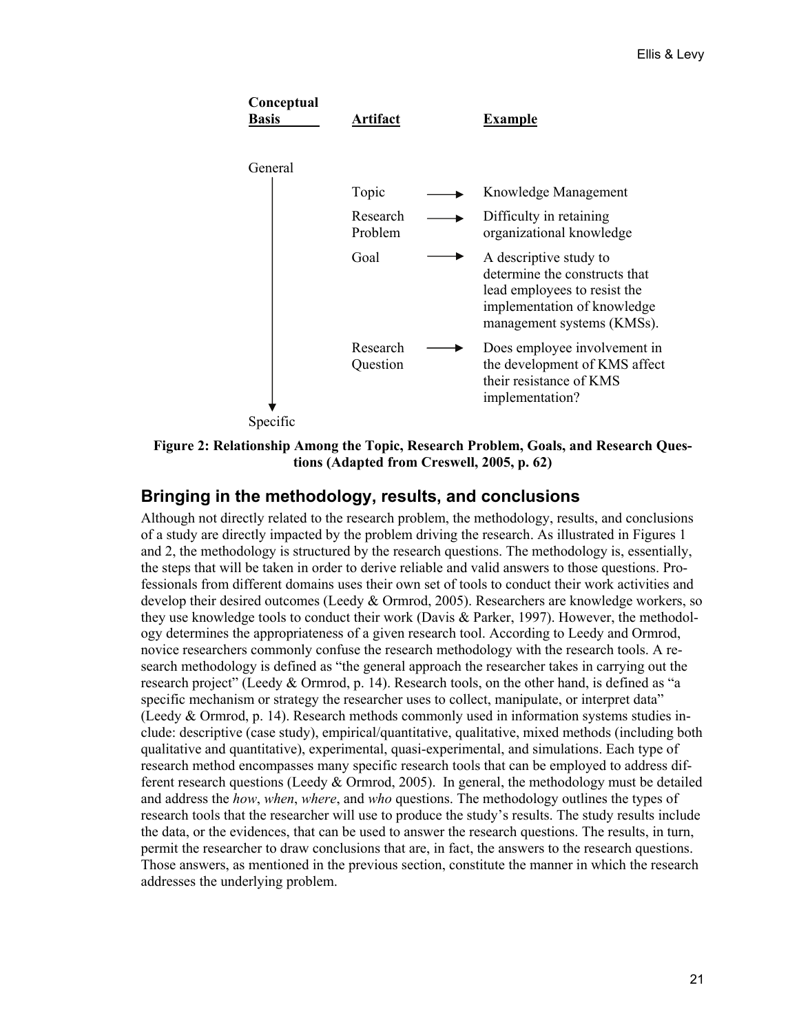| Conceptual Basis | Artifact | | Example |
|---|---|---|---|
| General | | | |
| | Topic | → | Knowledge Management |
| | Research Problem | → | Difficulty in retaining organizational knowledge |
| | Goal | → | A descriptive study to determine the constructs that lead employees to resist the implementation of knowledge management systems (KMSs). |
| | Research Question | → | Does employee involvement in the development of KMS affect their resistance of KMS implementation? |
| Specific | | | |

**Figure 2: Relationship Among the Topic, Research Problem, Goals, and Research Questions (Adapted from Creswell, 2005, p. 62)**

## Bringing in the methodology, results, and conclusions

Although not directly related to the research problem, the methodology, results, and conclusions of a study are directly impacted by the problem driving the research. As illustrated in Figures 1 and 2, the methodology is structured by the research questions. The methodology is, essentially, the steps that will be taken in order to derive reliable and valid answers to those questions. Professionals from different domains uses their own set of tools to conduct their work activities and develop their desired outcomes (Leedy & Ormrod, 2005). Researchers are knowledge workers, so they use knowledge tools to conduct their work (Davis & Parker, 1997). However, the methodology determines the appropriateness of a given research tool. According to Leedy and Ormrod, novice researchers commonly confuse the research methodology with the research tools. A research methodology is defined as "the general approach the researcher takes in carrying out the research project" (Leedy & Ormrod, p. 14). Research tools, on the other hand, is defined as "a specific mechanism or strategy the researcher uses to collect, manipulate, or interpret data" (Leedy & Ormrod, p. 14). Research methods commonly used in information systems studies include: descriptive (case study), empirical/quantitative, qualitative, mixed methods (including both qualitative and quantitative), experimental, quasi-experimental, and simulations. Each type of research method encompasses many specific research tools that can be employed to address different research questions (Leedy & Ormrod, 2005). In general, the methodology must be detailed and address the *how*, *when*, *where*, and *who* questions. The methodology outlines the types of research tools that the researcher will use to produce the study's results. The study results include the data, or the evidences, that can be used to answer the research questions. The results, in turn, permit the researcher to draw conclusions that are, in fact, the answers to the research questions. Those answers, as mentioned in the previous section, constitute the manner in which the research addresses the underlying problem.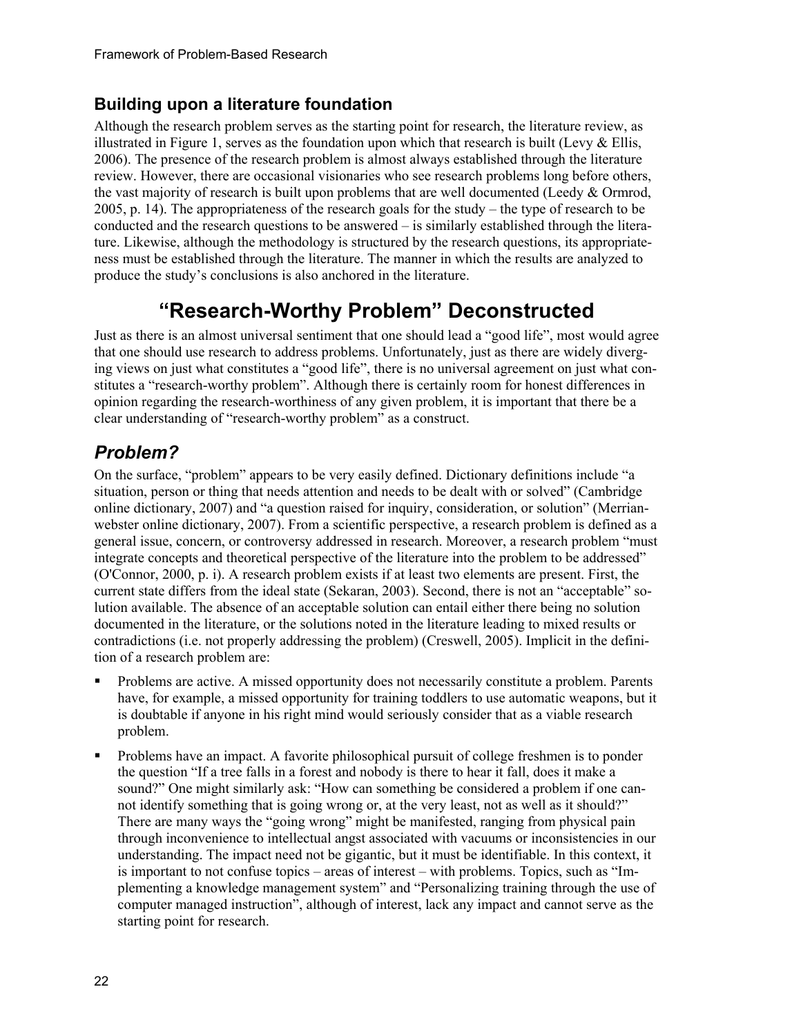## Building upon a literature foundation

Although the research problem serves as the starting point for research, the literature review, as illustrated in Figure 1, serves as the foundation upon which that research is built (Levy & Ellis, 2006). The presence of the research problem is almost always established through the literature review. However, there are occasional visionaries who see research problems long before others, the vast majority of research is built upon problems that are well documented (Leedy & Ormrod, 2005, p. 14). The appropriateness of the research goals for the study – the type of research to be conducted and the research questions to be answered – is similarly established through the literature. Likewise, although the methodology is structured by the research questions, its appropriateness must be established through the literature. The manner in which the results are analyzed to produce the study's conclusions is also anchored in the literature.

# "Research-Worthy Problem" Deconstructed

Just as there is an almost universal sentiment that one should lead a "good life", most would agree that one should use research to address problems. Unfortunately, just as there are widely diverging views on just what constitutes a "good life", there is no universal agreement on just what constitutes a "research-worthy problem". Although there is certainly room for honest differences in opinion regarding the research-worthiness of any given problem, it is important that there be a clear understanding of "research-worthy problem" as a construct.

## *Problem?*

On the surface, "problem" appears to be very easily defined. Dictionary definitions include "a situation, person or thing that needs attention and needs to be dealt with or solved" (Cambridge online dictionary, 2007) and "a question raised for inquiry, consideration, or solution" (Merrian-webster online dictionary, 2007). From a scientific perspective, a research problem is defined as a general issue, concern, or controversy addressed in research. Moreover, a research problem "must integrate concepts and theoretical perspective of the literature into the problem to be addressed" (O'Connor, 2000, p. i). A research problem exists if at least two elements are present. First, the current state differs from the ideal state (Sekaran, 2003). Second, there is not an "acceptable" solution available. The absence of an acceptable solution can entail either there being no solution documented in the literature, or the solutions noted in the literature leading to mixed results or contradictions (i.e. not properly addressing the problem) (Creswell, 2005). Implicit in the definition of a research problem are:

- Problems are active. A missed opportunity does not necessarily constitute a problem. Parents have, for example, a missed opportunity for training toddlers to use automatic weapons, but it is doubtable if anyone in his right mind would seriously consider that as a viable research problem.
- Problems have an impact. A favorite philosophical pursuit of college freshmen is to ponder the question "If a tree falls in a forest and nobody is there to hear it fall, does it make a sound?" One might similarly ask: "How can something be considered a problem if one cannot identify something that is going wrong or, at the very least, not as well as it should?" There are many ways the "going wrong" might be manifested, ranging from physical pain through inconvenience to intellectual angst associated with vacuums or inconsistencies in our understanding. The impact need not be gigantic, but it must be identifiable. In this context, it is important to not confuse topics – areas of interest – with problems. Topics, such as "Implementing a knowledge management system" and "Personalizing training through the use of computer managed instruction", although of interest, lack any impact and cannot serve as the starting point for research.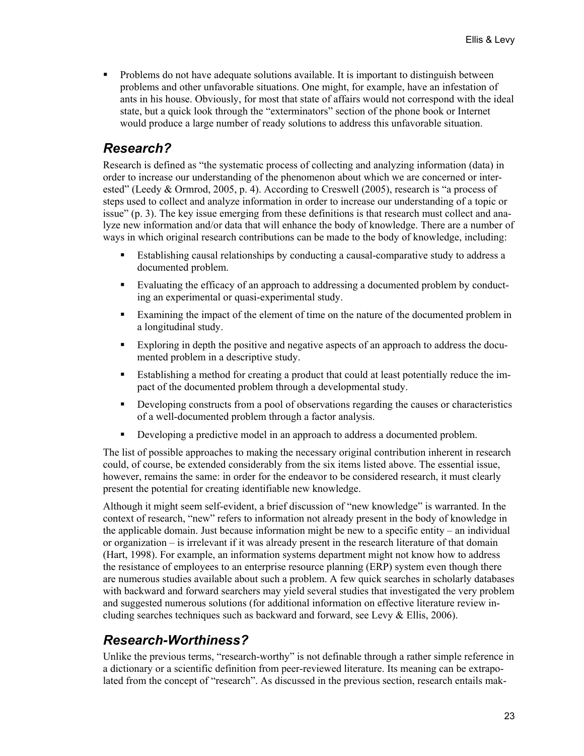- Problems do not have adequate solutions available. It is important to distinguish between problems and other unfavorable situations. One might, for example, have an infestation of ants in his house. Obviously, for most that state of affairs would not correspond with the ideal state, but a quick look through the "exterminators" section of the phone book or Internet would produce a large number of ready solutions to address this unfavorable situation.

## *Research?*

Research is defined as "the systematic process of collecting and analyzing information (data) in order to increase our understanding of the phenomenon about which we are concerned or interested" (Leedy & Ormrod, 2005, p. 4). According to Creswell (2005), research is "a process of steps used to collect and analyze information in order to increase our understanding of a topic or issue" (p. 3). The key issue emerging from these definitions is that research must collect and analyze new information and/or data that will enhance the body of knowledge. There are a number of ways in which original research contributions can be made to the body of knowledge, including:

- Establishing causal relationships by conducting a causal-comparative study to address a documented problem.
- Evaluating the efficacy of an approach to addressing a documented problem by conducting an experimental or quasi-experimental study.
- Examining the impact of the element of time on the nature of the documented problem in a longitudinal study.
- Exploring in depth the positive and negative aspects of an approach to address the documented problem in a descriptive study.
- Establishing a method for creating a product that could at least potentially reduce the impact of the documented problem through a developmental study.
- Developing constructs from a pool of observations regarding the causes or characteristics of a well-documented problem through a factor analysis.
- Developing a predictive model in an approach to address a documented problem.

The list of possible approaches to making the necessary original contribution inherent in research could, of course, be extended considerably from the six items listed above. The essential issue, however, remains the same: in order for the endeavor to be considered research, it must clearly present the potential for creating identifiable new knowledge.

Although it might seem self-evident, a brief discussion of "new knowledge" is warranted. In the context of research, "new" refers to information not already present in the body of knowledge in the applicable domain. Just because information might be new to a specific entity – an individual or organization – is irrelevant if it was already present in the research literature of that domain (Hart, 1998). For example, an information systems department might not know how to address the resistance of employees to an enterprise resource planning (ERP) system even though there are numerous studies available about such a problem. A few quick searches in scholarly databases with backward and forward searchers may yield several studies that investigated the very problem and suggested numerous solutions (for additional information on effective literature review including searches techniques such as backward and forward, see Levy & Ellis, 2006).

## *Research-Worthiness?*

Unlike the previous terms, "research-worthy" is not definable through a rather simple reference in a dictionary or a scientific definition from peer-reviewed literature. Its meaning can be extrapolated from the concept of "research". As discussed in the previous section, research entails mak-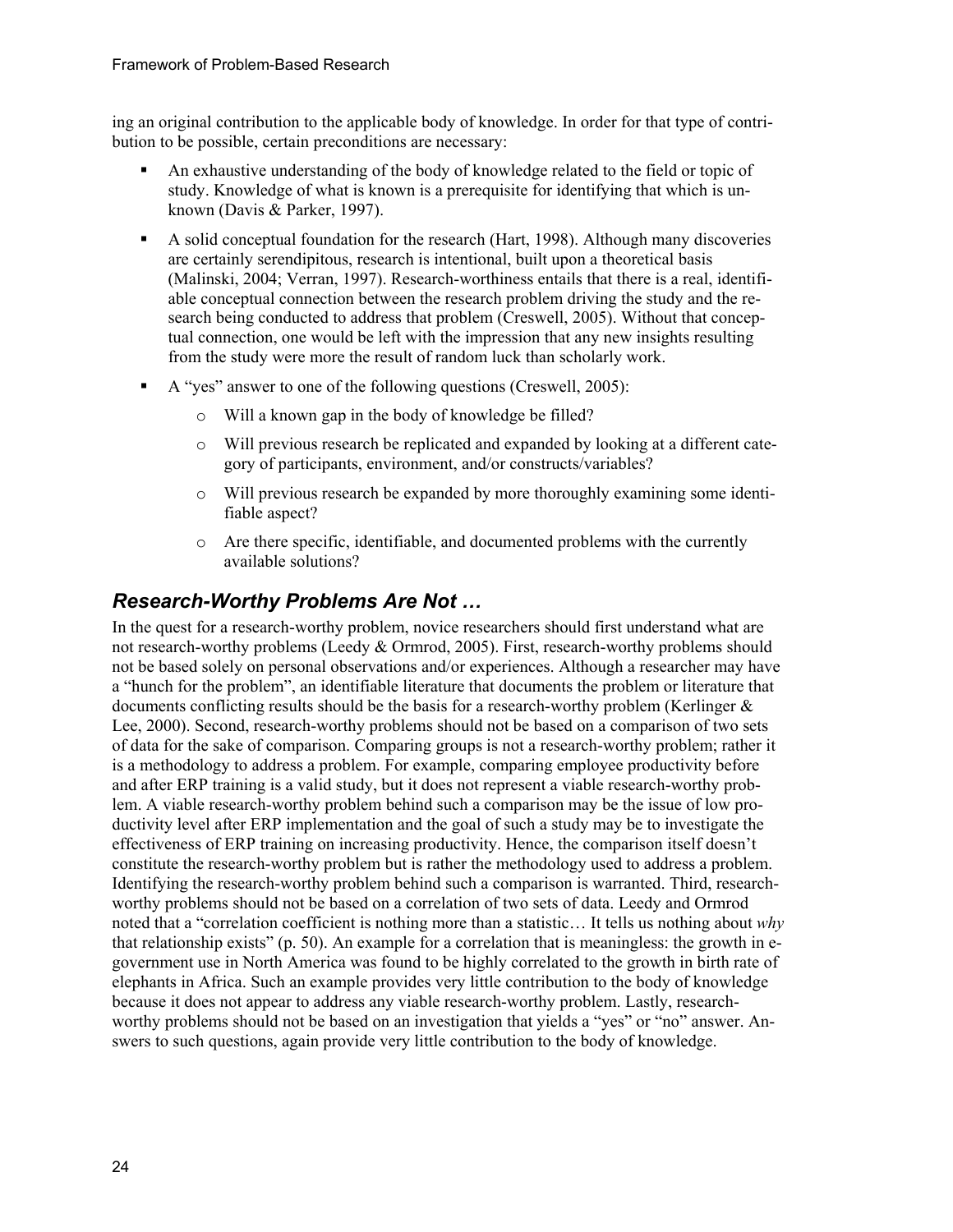ing an original contribution to the applicable body of knowledge. In order for that type of contribution to be possible, certain preconditions are necessary:

- An exhaustive understanding of the body of knowledge related to the field or topic of study. Knowledge of what is known is a prerequisite for identifying that which is unknown (Davis & Parker, 1997).
- A solid conceptual foundation for the research (Hart, 1998). Although many discoveries are certainly serendipitous, research is intentional, built upon a theoretical basis (Malinski, 2004; Verran, 1997). Research-worthiness entails that there is a real, identifiable conceptual connection between the research problem driving the study and the research being conducted to address that problem (Creswell, 2005). Without that conceptual connection, one would be left with the impression that any new insights resulting from the study were more the result of random luck than scholarly work.
- A "yes" answer to one of the following questions (Creswell, 2005):
  - Will a known gap in the body of knowledge be filled?
  - Will previous research be replicated and expanded by looking at a different category of participants, environment, and/or constructs/variables?
  - Will previous research be expanded by more thoroughly examining some identifiable aspect?
  - Are there specific, identifiable, and documented problems with the currently available solutions?

## *Research-Worthy Problems Are Not …*

In the quest for a research-worthy problem, novice researchers should first understand what are not research-worthy problems (Leedy & Ormrod, 2005). First, research-worthy problems should not be based solely on personal observations and/or experiences. Although a researcher may have a "hunch for the problem", an identifiable literature that documents the problem or literature that documents conflicting results should be the basis for a research-worthy problem (Kerlinger & Lee, 2000). Second, research-worthy problems should not be based on a comparison of two sets of data for the sake of comparison. Comparing groups is not a research-worthy problem; rather it is a methodology to address a problem. For example, comparing employee productivity before and after ERP training is a valid study, but it does not represent a viable research-worthy problem. A viable research-worthy problem behind such a comparison may be the issue of low productivity level after ERP implementation and the goal of such a study may be to investigate the effectiveness of ERP training on increasing productivity. Hence, the comparison itself doesn't constitute the research-worthy problem but is rather the methodology used to address a problem. Identifying the research-worthy problem behind such a comparison is warranted. Third, research-worthy problems should not be based on a correlation of two sets of data. Leedy and Ormrod noted that a "correlation coefficient is nothing more than a statistic… It tells us nothing about *why* that relationship exists" (p. 50). An example for a correlation that is meaningless: the growth in e-government use in North America was found to be highly correlated to the growth in birth rate of elephants in Africa. Such an example provides very little contribution to the body of knowledge because it does not appear to address any viable research-worthy problem. Lastly, research-worthy problems should not be based on an investigation that yields a "yes" or "no" answer. Answers to such questions, again provide very little contribution to the body of knowledge.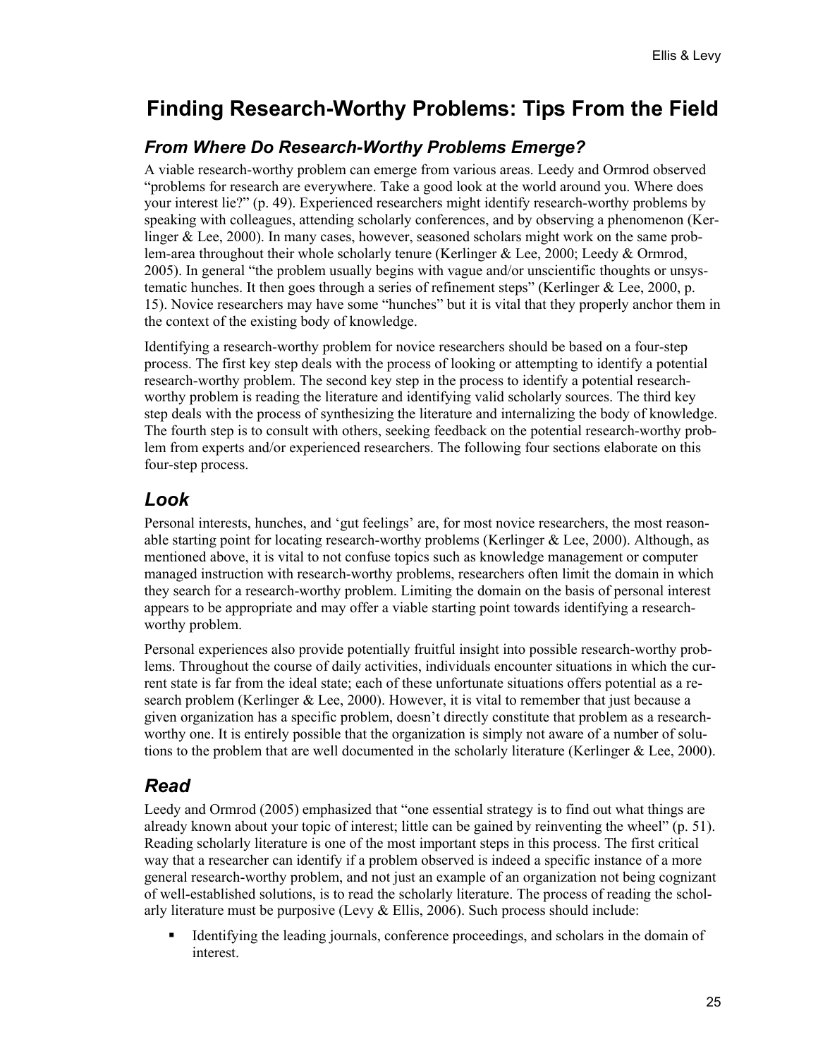# Finding Research-Worthy Problems: Tips From the Field

## *From Where Do Research-Worthy Problems Emerge?*

A viable research-worthy problem can emerge from various areas. Leedy and Ormrod observed "problems for research are everywhere. Take a good look at the world around you. Where does your interest lie?" (p. 49). Experienced researchers might identify research-worthy problems by speaking with colleagues, attending scholarly conferences, and by observing a phenomenon (Kerlinger & Lee, 2000). In many cases, however, seasoned scholars might work on the same problem-area throughout their whole scholarly tenure (Kerlinger & Lee, 2000; Leedy & Ormrod, 2005). In general "the problem usually begins with vague and/or unscientific thoughts or unsystematic hunches. It then goes through a series of refinement steps" (Kerlinger & Lee, 2000, p. 15). Novice researchers may have some "hunches" but it is vital that they properly anchor them in the context of the existing body of knowledge.

Identifying a research-worthy problem for novice researchers should be based on a four-step process. The first key step deals with the process of looking or attempting to identify a potential research-worthy problem. The second key step in the process to identify a potential research-worthy problem is reading the literature and identifying valid scholarly sources. The third key step deals with the process of synthesizing the literature and internalizing the body of knowledge. The fourth step is to consult with others, seeking feedback on the potential research-worthy problem from experts and/or experienced researchers. The following four sections elaborate on this four-step process.

## *Look*

Personal interests, hunches, and 'gut feelings' are, for most novice researchers, the most reasonable starting point for locating research-worthy problems (Kerlinger & Lee, 2000). Although, as mentioned above, it is vital to not confuse topics such as knowledge management or computer managed instruction with research-worthy problems, researchers often limit the domain in which they search for a research-worthy problem. Limiting the domain on the basis of personal interest appears to be appropriate and may offer a viable starting point towards identifying a research-worthy problem.

Personal experiences also provide potentially fruitful insight into possible research-worthy problems. Throughout the course of daily activities, individuals encounter situations in which the current state is far from the ideal state; each of these unfortunate situations offers potential as a research problem (Kerlinger & Lee, 2000). However, it is vital to remember that just because a given organization has a specific problem, doesn't directly constitute that problem as a research-worthy one. It is entirely possible that the organization is simply not aware of a number of solutions to the problem that are well documented in the scholarly literature (Kerlinger & Lee, 2000).

## *Read*

Leedy and Ormrod (2005) emphasized that "one essential strategy is to find out what things are already known about your topic of interest; little can be gained by reinventing the wheel" (p. 51). Reading scholarly literature is one of the most important steps in this process. The first critical way that a researcher can identify if a problem observed is indeed a specific instance of a more general research-worthy problem, and not just an example of an organization not being cognizant of well-established solutions, is to read the scholarly literature. The process of reading the scholarly literature must be purposive (Levy & Ellis, 2006). Such process should include:

- Identifying the leading journals, conference proceedings, and scholars in the domain of interest.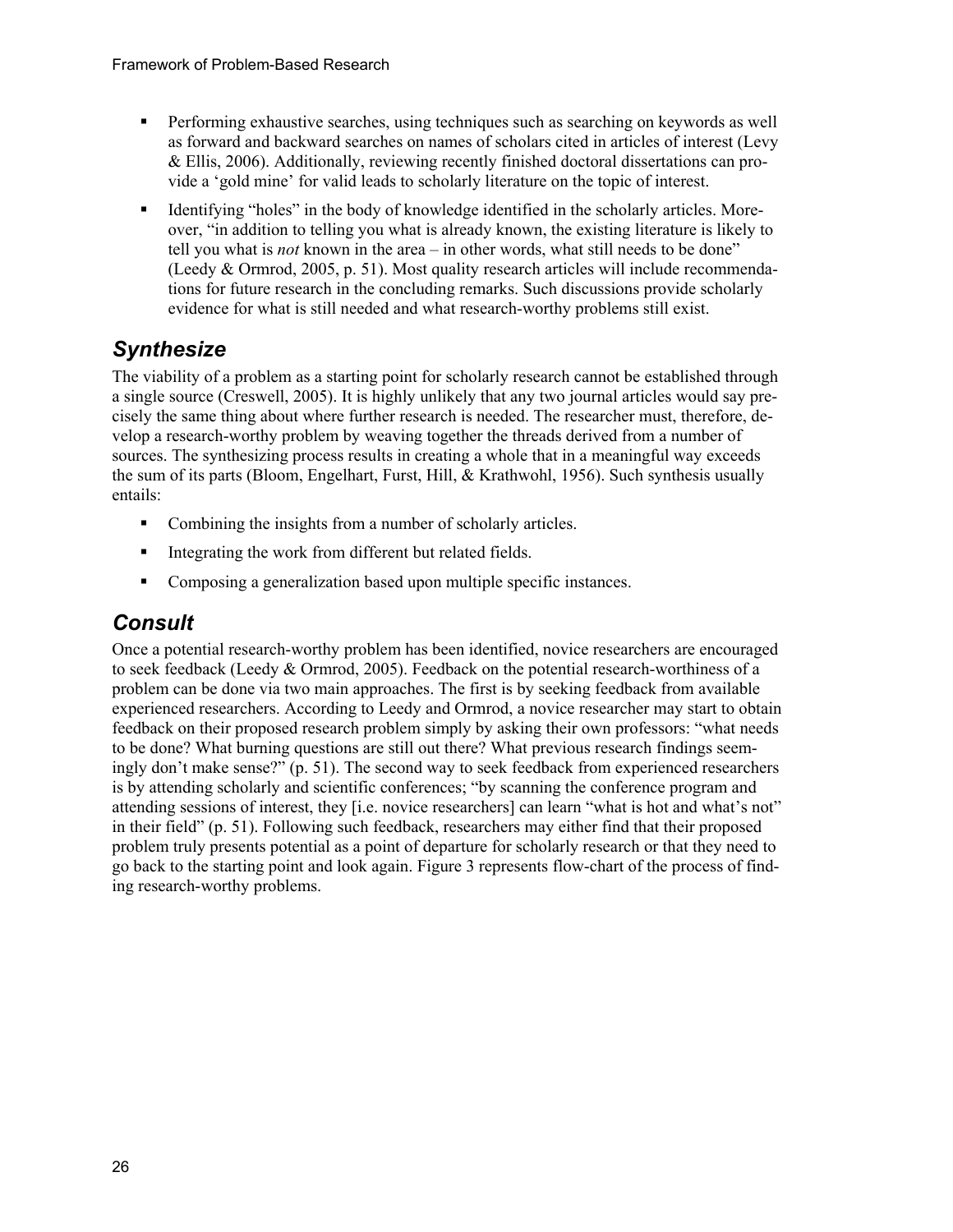- Performing exhaustive searches, using techniques such as searching on keywords as well as forward and backward searches on names of scholars cited in articles of interest (Levy & Ellis, 2006). Additionally, reviewing recently finished doctoral dissertations can provide a 'gold mine' for valid leads to scholarly literature on the topic of interest.
- Identifying "holes" in the body of knowledge identified in the scholarly articles. Moreover, "in addition to telling you what is already known, the existing literature is likely to tell you what is *not* known in the area – in other words, what still needs to be done" (Leedy & Ormrod, 2005, p. 51). Most quality research articles will include recommendations for future research in the concluding remarks. Such discussions provide scholarly evidence for what is still needed and what research-worthy problems still exist.

## *Synthesize*

The viability of a problem as a starting point for scholarly research cannot be established through a single source (Creswell, 2005). It is highly unlikely that any two journal articles would say precisely the same thing about where further research is needed. The researcher must, therefore, develop a research-worthy problem by weaving together the threads derived from a number of sources. The synthesizing process results in creating a whole that in a meaningful way exceeds the sum of its parts (Bloom, Engelhart, Furst, Hill, & Krathwohl, 1956). Such synthesis usually entails:

- Combining the insights from a number of scholarly articles.
- Integrating the work from different but related fields.
- Composing a generalization based upon multiple specific instances.

## *Consult*

Once a potential research-worthy problem has been identified, novice researchers are encouraged to seek feedback (Leedy & Ormrod, 2005). Feedback on the potential research-worthiness of a problem can be done via two main approaches. The first is by seeking feedback from available experienced researchers. According to Leedy and Ormrod, a novice researcher may start to obtain feedback on their proposed research problem simply by asking their own professors: "what needs to be done? What burning questions are still out there? What previous research findings seemingly don't make sense?" (p. 51). The second way to seek feedback from experienced researchers is by attending scholarly and scientific conferences; "by scanning the conference program and attending sessions of interest, they [i.e. novice researchers] can learn "what is hot and what's not" in their field" (p. 51). Following such feedback, researchers may either find that their proposed problem truly presents potential as a point of departure for scholarly research or that they need to go back to the starting point and look again. Figure 3 represents flow-chart of the process of finding research-worthy problems.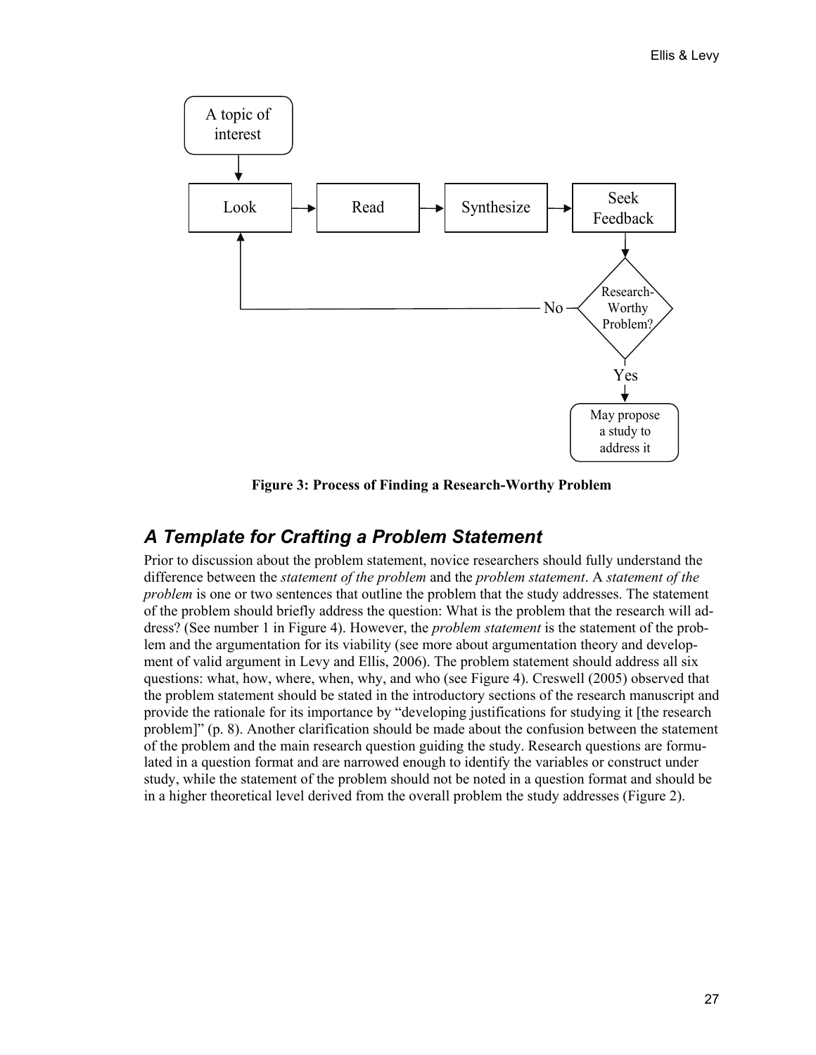**Figure 3: Process of Finding a Research-Worthy Problem**

## *A Template for Crafting a Problem Statement*

Prior to discussion about the problem statement, novice researchers should fully understand the difference between the *statement of the problem* and the *problem statement*. A *statement of the problem* is one or two sentences that outline the problem that the study addresses. The statement of the problem should briefly address the question: What is the problem that the research will address? (See number 1 in Figure 4). However, the *problem statement* is the statement of the problem and the argumentation for its viability (see more about argumentation theory and development of valid argument in Levy and Ellis, 2006). The problem statement should address all six questions: what, how, where, when, why, and who (see Figure 4). Creswell (2005) observed that the problem statement should be stated in the introductory sections of the research manuscript and provide the rationale for its importance by "developing justifications for studying it [the research problem]" (p. 8). Another clarification should be made about the confusion between the statement of the problem and the main research question guiding the study. Research questions are formulated in a question format and are narrowed enough to identify the variables or construct under study, while the statement of the problem should not be noted in a question format and should be in a higher theoretical level derived from the overall problem the study addresses (Figure 2).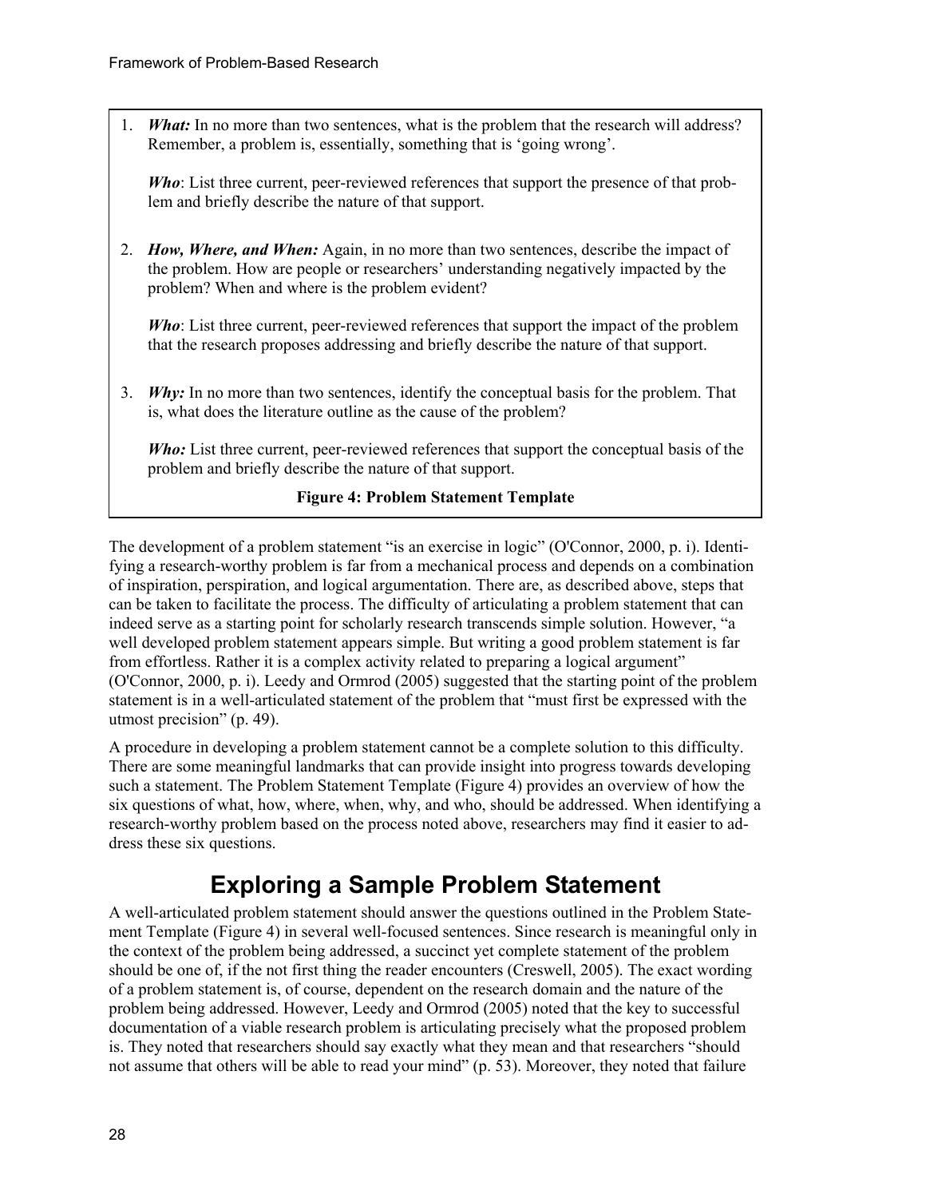1. ***What:*** In no more than two sentences, what is the problem that the research will address? Remember, a problem is, essentially, something that is 'going wrong'.

   ***Who***: List three current, peer-reviewed references that support the presence of that problem and briefly describe the nature of that support.

2. ***How, Where, and When:*** Again, in no more than two sentences, describe the impact of the problem. How are people or researchers' understanding negatively impacted by the problem? When and where is the problem evident?

   ***Who***: List three current, peer-reviewed references that support the impact of the problem that the research proposes addressing and briefly describe the nature of that support.

3. ***Why:*** In no more than two sentences, identify the conceptual basis for the problem. That is, what does the literature outline as the cause of the problem?

   ***Who:*** List three current, peer-reviewed references that support the conceptual basis of the problem and briefly describe the nature of that support.

**Figure 4: Problem Statement Template**

The development of a problem statement "is an exercise in logic" (O'Connor, 2000, p. i). Identifying a research-worthy problem is far from a mechanical process and depends on a combination of inspiration, perspiration, and logical argumentation. There are, as described above, steps that can be taken to facilitate the process. The difficulty of articulating a problem statement that can indeed serve as a starting point for scholarly research transcends simple solution. However, "a well developed problem statement appears simple. But writing a good problem statement is far from effortless. Rather it is a complex activity related to preparing a logical argument" (O'Connor, 2000, p. i). Leedy and Ormrod (2005) suggested that the starting point of the problem statement is in a well-articulated statement of the problem that "must first be expressed with the utmost precision" (p. 49).

A procedure in developing a problem statement cannot be a complete solution to this difficulty. There are some meaningful landmarks that can provide insight into progress towards developing such a statement. The Problem Statement Template (Figure 4) provides an overview of how the six questions of what, how, where, when, why, and who, should be addressed. When identifying a research-worthy problem based on the process noted above, researchers may find it easier to address these six questions.

## Exploring a Sample Problem Statement

A well-articulated problem statement should answer the questions outlined in the Problem Statement Template (Figure 4) in several well-focused sentences. Since research is meaningful only in the context of the problem being addressed, a succinct yet complete statement of the problem should be one of, if the not first thing the reader encounters (Creswell, 2005). The exact wording of a problem statement is, of course, dependent on the research domain and the nature of the problem being addressed. However, Leedy and Ormrod (2005) noted that the key to successful documentation of a viable research problem is articulating precisely what the proposed problem is. They noted that researchers should say exactly what they mean and that researchers "should not assume that others will be able to read your mind" (p. 53). Moreover, they noted that failure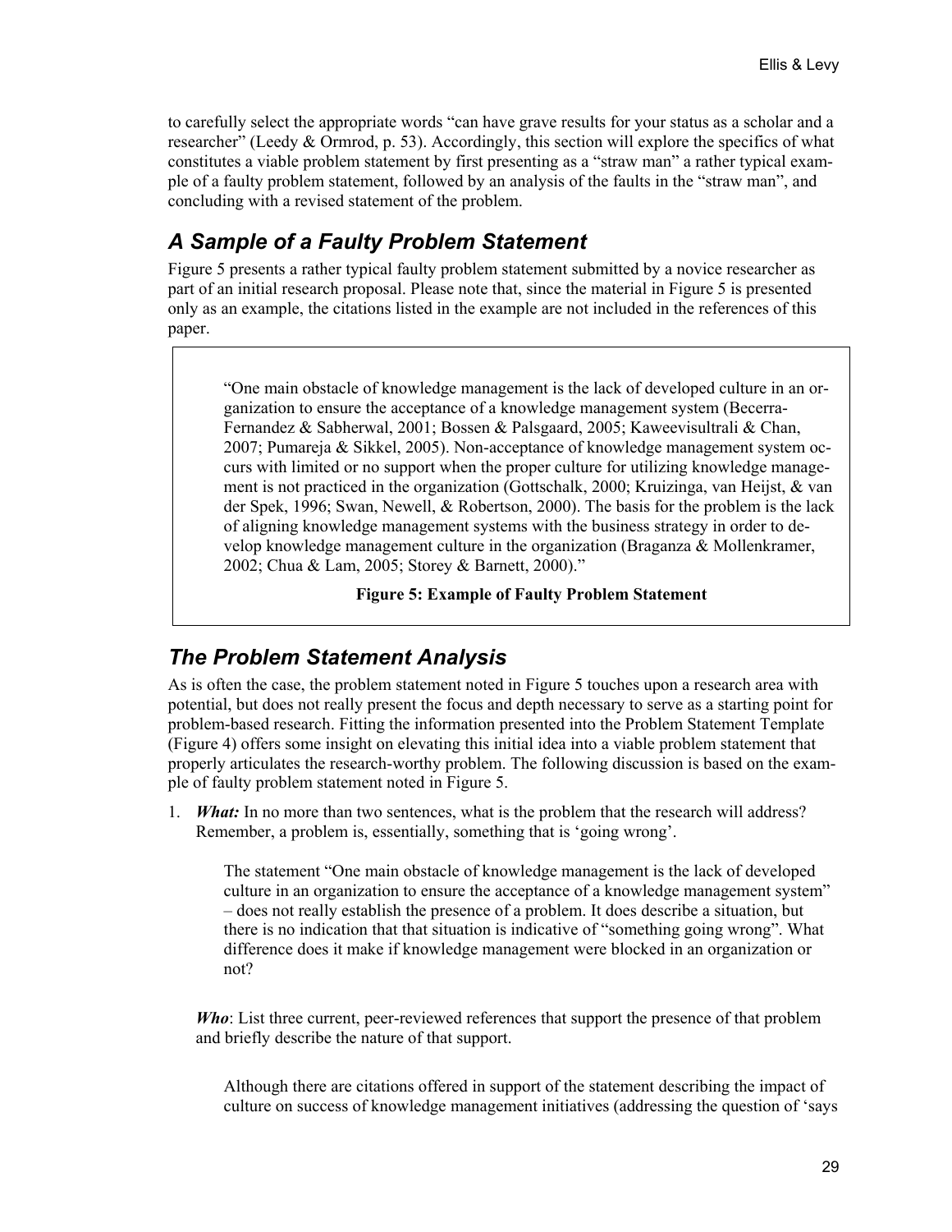to carefully select the appropriate words "can have grave results for your status as a scholar and a researcher" (Leedy & Ormrod, p. 53). Accordingly, this section will explore the specifics of what constitutes a viable problem statement by first presenting as a "straw man" a rather typical example of a faulty problem statement, followed by an analysis of the faults in the "straw man", and concluding with a revised statement of the problem.

## A Sample of a Faulty Problem Statement

Figure 5 presents a rather typical faulty problem statement submitted by a novice researcher as part of an initial research proposal. Please note that, since the material in Figure 5 is presented only as an example, the citations listed in the example are not included in the references of this paper.

> "One main obstacle of knowledge management is the lack of developed culture in an organization to ensure the acceptance of a knowledge management system (Becerra-Fernandez & Sabherwal, 2001; Bossen & Palsgaard, 2005; Kaweevisultrali & Chan, 2007; Pumareja & Sikkel, 2005). Non-acceptance of knowledge management system occurs with limited or no support when the proper culture for utilizing knowledge management is not practiced in the organization (Gottschalk, 2000; Kruizinga, van Heijst, & van der Spek, 1996; Swan, Newell, & Robertson, 2000). The basis for the problem is the lack of aligning knowledge management systems with the business strategy in order to develop knowledge management culture in the organization (Braganza & Mollenkramer, 2002; Chua & Lam, 2005; Storey & Barnett, 2000)."

**Figure 5: Example of Faulty Problem Statement**

## The Problem Statement Analysis

As is often the case, the problem statement noted in Figure 5 touches upon a research area with potential, but does not really present the focus and depth necessary to serve as a starting point for problem-based research. Fitting the information presented into the Problem Statement Template (Figure 4) offers some insight on elevating this initial idea into a viable problem statement that properly articulates the research-worthy problem. The following discussion is based on the example of faulty problem statement noted in Figure 5.

1. ***What:*** In no more than two sentences, what is the problem that the research will address? Remember, a problem is, essentially, something that is 'going wrong'.

   The statement "One main obstacle of knowledge management is the lack of developed culture in an organization to ensure the acceptance of a knowledge management system" – does not really establish the presence of a problem. It does describe a situation, but there is no indication that that situation is indicative of "something going wrong". What difference does it make if knowledge management were blocked in an organization or not?

   ***Who***: List three current, peer-reviewed references that support the presence of that problem and briefly describe the nature of that support.

   Although there are citations offered in support of the statement describing the impact of culture on success of knowledge management initiatives (addressing the question of 'says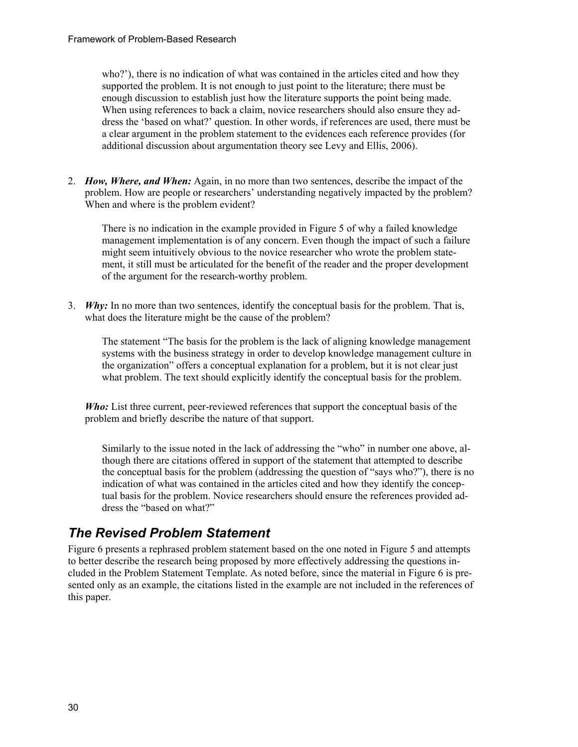who?'), there is no indication of what was contained in the articles cited and how they supported the problem. It is not enough to just point to the literature; there must be enough discussion to establish just how the literature supports the point being made. When using references to back a claim, novice researchers should also ensure they address the 'based on what?' question. In other words, if references are used, there must be a clear argument in the problem statement to the evidences each reference provides (for additional discussion about argumentation theory see Levy and Ellis, 2006).

2. ***How, Where, and When:*** Again, in no more than two sentences, describe the impact of the problem. How are people or researchers' understanding negatively impacted by the problem? When and where is the problem evident?

   There is no indication in the example provided in Figure 5 of why a failed knowledge management implementation is of any concern. Even though the impact of such a failure might seem intuitively obvious to the novice researcher who wrote the problem statement, it still must be articulated for the benefit of the reader and the proper development of the argument for the research-worthy problem.

3. ***Why:*** In no more than two sentences, identify the conceptual basis for the problem. That is, what does the literature might be the cause of the problem?

   The statement "The basis for the problem is the lack of aligning knowledge management systems with the business strategy in order to develop knowledge management culture in the organization" offers a conceptual explanation for a problem, but it is not clear just what problem. The text should explicitly identify the conceptual basis for the problem.

   ***Who:*** List three current, peer-reviewed references that support the conceptual basis of the problem and briefly describe the nature of that support.

   Similarly to the issue noted in the lack of addressing the "who" in number one above, although there are citations offered in support of the statement that attempted to describe the conceptual basis for the problem (addressing the question of "says who?"), there is no indication of what was contained in the articles cited and how they identify the conceptual basis for the problem. Novice researchers should ensure the references provided address the "based on what?"

## *The Revised Problem Statement*

Figure 6 presents a rephrased problem statement based on the one noted in Figure 5 and attempts to better describe the research being proposed by more effectively addressing the questions included in the Problem Statement Template. As noted before, since the material in Figure 6 is presented only as an example, the citations listed in the example are not included in the references of this paper.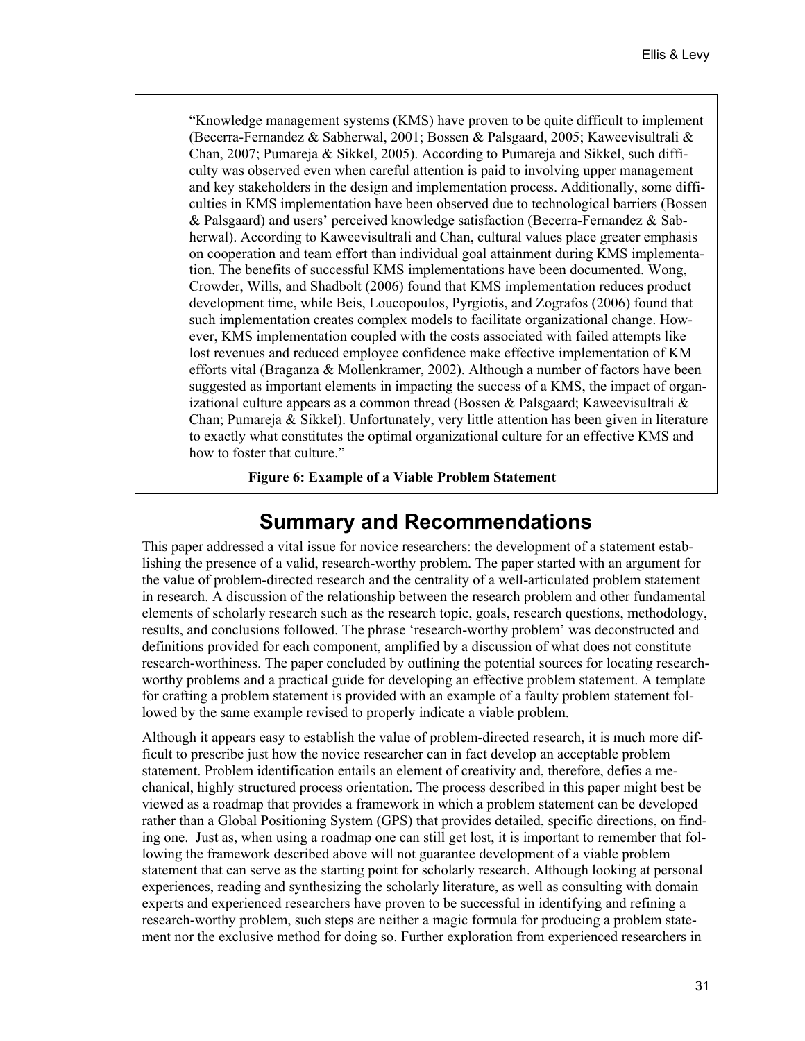"Knowledge management systems (KMS) have proven to be quite difficult to implement (Becerra-Fernandez & Sabherwal, 2001; Bossen & Palsgaard, 2005; Kaweevisultrali & Chan, 2007; Pumareja & Sikkel, 2005). According to Pumareja and Sikkel, such difficulty was observed even when careful attention is paid to involving upper management and key stakeholders in the design and implementation process. Additionally, some difficulties in KMS implementation have been observed due to technological barriers (Bossen & Palsgaard) and users' perceived knowledge satisfaction (Becerra-Fernandez & Sabherwal). According to Kaweevisultrali and Chan, cultural values place greater emphasis on cooperation and team effort than individual goal attainment during KMS implementation. The benefits of successful KMS implementations have been documented. Wong, Crowder, Wills, and Shadbolt (2006) found that KMS implementation reduces product development time, while Beis, Loucopoulos, Pyrgiotis, and Zografos (2006) found that such implementation creates complex models to facilitate organizational change. However, KMS implementation coupled with the costs associated with failed attempts like lost revenues and reduced employee confidence make effective implementation of KM efforts vital (Braganza & Mollenkramer, 2002). Although a number of factors have been suggested as important elements in impacting the success of a KMS, the impact of organizational culture appears as a common thread (Bossen & Palsgaard; Kaweevisultrali & Chan; Pumareja & Sikkel). Unfortunately, very little attention has been given in literature to exactly what constitutes the optimal organizational culture for an effective KMS and how to foster that culture."

**Figure 6: Example of a Viable Problem Statement**

## Summary and Recommendations

This paper addressed a vital issue for novice researchers: the development of a statement establishing the presence of a valid, research-worthy problem. The paper started with an argument for the value of problem-directed research and the centrality of a well-articulated problem statement in research. A discussion of the relationship between the research problem and other fundamental elements of scholarly research such as the research topic, goals, research questions, methodology, results, and conclusions followed. The phrase 'research-worthy problem' was deconstructed and definitions provided for each component, amplified by a discussion of what does not constitute research-worthiness. The paper concluded by outlining the potential sources for locating research-worthy problems and a practical guide for developing an effective problem statement. A template for crafting a problem statement is provided with an example of a faulty problem statement followed by the same example revised to properly indicate a viable problem.

Although it appears easy to establish the value of problem-directed research, it is much more difficult to prescribe just how the novice researcher can in fact develop an acceptable problem statement. Problem identification entails an element of creativity and, therefore, defies a mechanical, highly structured process orientation. The process described in this paper might best be viewed as a roadmap that provides a framework in which a problem statement can be developed rather than a Global Positioning System (GPS) that provides detailed, specific directions, on finding one. Just as, when using a roadmap one can still get lost, it is important to remember that following the framework described above will not guarantee development of a viable problem statement that can serve as the starting point for scholarly research. Although looking at personal experiences, reading and synthesizing the scholarly literature, as well as consulting with domain experts and experienced researchers have proven to be successful in identifying and refining a research-worthy problem, such steps are neither a magic formula for producing a problem statement nor the exclusive method for doing so. Further exploration from experienced researchers in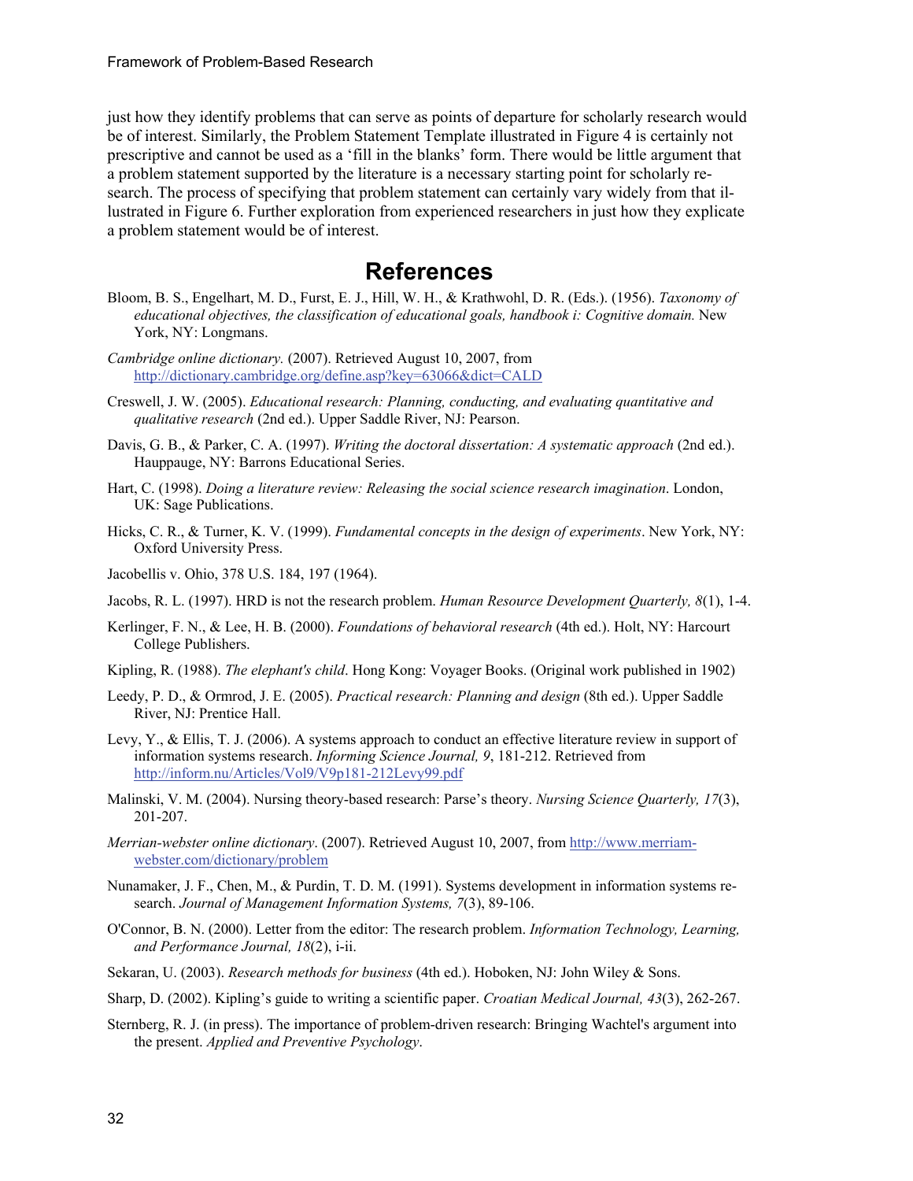just how they identify problems that can serve as points of departure for scholarly research would be of interest. Similarly, the Problem Statement Template illustrated in Figure 4 is certainly not prescriptive and cannot be used as a 'fill in the blanks' form. There would be little argument that a problem statement supported by the literature is a necessary starting point for scholarly research. The process of specifying that problem statement can certainly vary widely from that illustrated in Figure 6. Further exploration from experienced researchers in just how they explicate a problem statement would be of interest.

## References

Bloom, B. S., Engelhart, M. D., Furst, E. J., Hill, W. H., & Krathwohl, D. R. (Eds.). (1956). *Taxonomy of educational objectives, the classification of educational goals, handbook i: Cognitive domain.* New York, NY: Longmans.

*Cambridge online dictionary.* (2007). Retrieved August 10, 2007, from http://dictionary.cambridge.org/define.asp?key=63066&dict=CALD

Creswell, J. W. (2005). *Educational research: Planning, conducting, and evaluating quantitative and qualitative research* (2nd ed.). Upper Saddle River, NJ: Pearson.

Davis, G. B., & Parker, C. A. (1997). *Writing the doctoral dissertation: A systematic approach* (2nd ed.). Hauppauge, NY: Barrons Educational Series.

Hart, C. (1998). *Doing a literature review: Releasing the social science research imagination*. London, UK: Sage Publications.

Hicks, C. R., & Turner, K. V. (1999). *Fundamental concepts in the design of experiments*. New York, NY: Oxford University Press.

Jacobellis v. Ohio, 378 U.S. 184, 197 (1964).

Jacobs, R. L. (1997). HRD is not the research problem. *Human Resource Development Quarterly, 8*(1), 1-4.

Kerlinger, F. N., & Lee, H. B. (2000). *Foundations of behavioral research* (4th ed.). Holt, NY: Harcourt College Publishers.

Kipling, R. (1988). *The elephant's child*. Hong Kong: Voyager Books. (Original work published in 1902)

Leedy, P. D., & Ormrod, J. E. (2005). *Practical research: Planning and design* (8th ed.). Upper Saddle River, NJ: Prentice Hall.

Levy, Y., & Ellis, T. J. (2006). A systems approach to conduct an effective literature review in support of information systems research. *Informing Science Journal, 9*, 181-212. Retrieved from http://inform.nu/Articles/Vol9/V9p181-212Levy99.pdf

Malinski, V. M. (2004). Nursing theory-based research: Parse's theory. *Nursing Science Quarterly, 17*(3), 201-207.

*Merrian-webster online dictionary*. (2007). Retrieved August 10, 2007, from http://www.merriam-webster.com/dictionary/problem

Nunamaker, J. F., Chen, M., & Purdin, T. D. M. (1991). Systems development in information systems research. *Journal of Management Information Systems, 7*(3), 89-106.

O'Connor, B. N. (2000). Letter from the editor: The research problem. *Information Technology, Learning, and Performance Journal, 18*(2), i-ii.

Sekaran, U. (2003). *Research methods for business* (4th ed.). Hoboken, NJ: John Wiley & Sons.

Sharp, D. (2002). Kipling's guide to writing a scientific paper. *Croatian Medical Journal, 43*(3), 262-267.

Sternberg, R. J. (in press). The importance of problem-driven research: Bringing Wachtel's argument into the present. *Applied and Preventive Psychology*.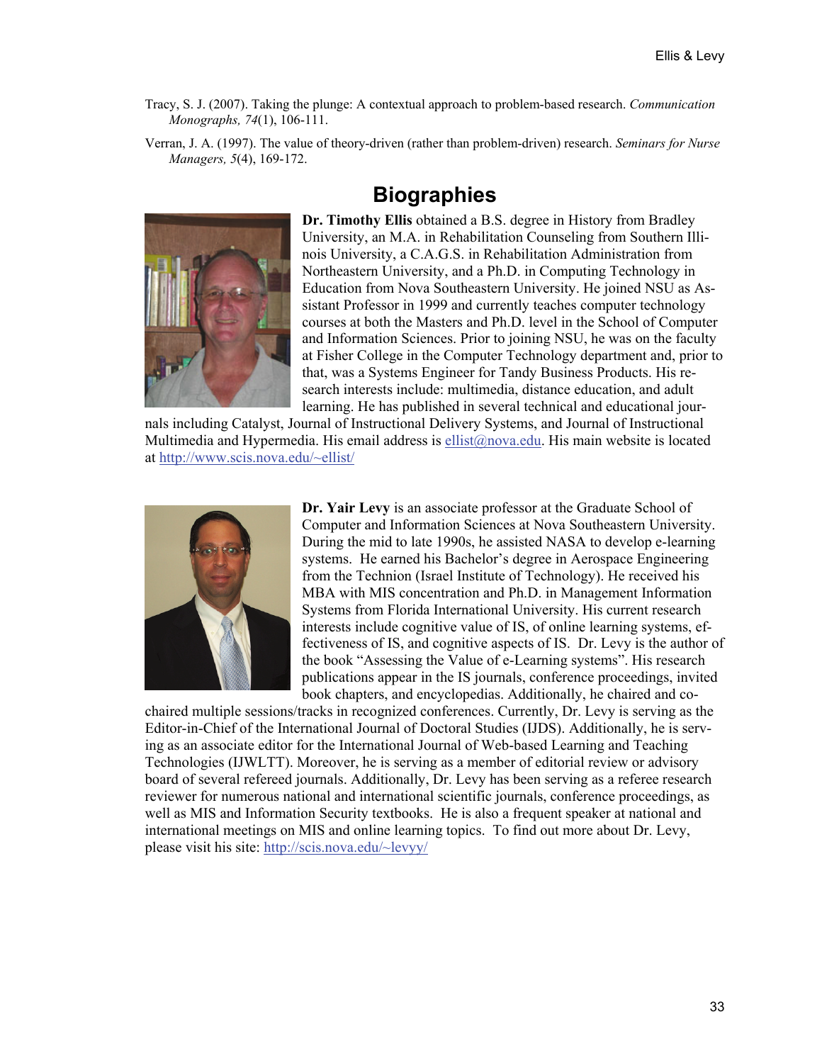Tracy, S. J. (2007). Taking the plunge: A contextual approach to problem-based research. *Communication Monographs, 74*(1), 106-111.

Verran, J. A. (1997). The value of theory-driven (rather than problem-driven) research. *Seminars for Nurse Managers, 5*(4), 169-172.

# Biographies

**Dr. Timothy Ellis** obtained a B.S. degree in History from Bradley University, an M.A. in Rehabilitation Counseling from Southern Illinois University, a C.A.G.S. in Rehabilitation Administration from Northeastern University, and a Ph.D. in Computing Technology in Education from Nova Southeastern University. He joined NSU as Assistant Professor in 1999 and currently teaches computer technology courses at both the Masters and Ph.D. level in the School of Computer and Information Sciences. Prior to joining NSU, he was on the faculty at Fisher College in the Computer Technology department and, prior to that, was a Systems Engineer for Tandy Business Products. His research interests include: multimedia, distance education, and adult learning. He has published in several technical and educational journals including Catalyst, Journal of Instructional Delivery Systems, and Journal of Instructional Multimedia and Hypermedia. His email address is ellist@nova.edu. His main website is located at http://www.scis.nova.edu/~ellist/

**Dr. Yair Levy** is an associate professor at the Graduate School of Computer and Information Sciences at Nova Southeastern University. During the mid to late 1990s, he assisted NASA to develop e-learning systems. He earned his Bachelor's degree in Aerospace Engineering from the Technion (Israel Institute of Technology). He received his MBA with MIS concentration and Ph.D. in Management Information Systems from Florida International University. His current research interests include cognitive value of IS, of online learning systems, effectiveness of IS, and cognitive aspects of IS. Dr. Levy is the author of the book "Assessing the Value of e-Learning systems". His research publications appear in the IS journals, conference proceedings, invited book chapters, and encyclopedias. Additionally, he chaired and co-chaired multiple sessions/tracks in recognized conferences. Currently, Dr. Levy is serving as the Editor-in-Chief of the International Journal of Doctoral Studies (IJDS). Additionally, he is serving as an associate editor for the International Journal of Web-based Learning and Teaching Technologies (IJWLTT). Moreover, he is serving as a member of editorial review or advisory board of several refereed journals. Additionally, Dr. Levy has been serving as a referee research reviewer for numerous national and international scientific journals, conference proceedings, as well as MIS and Information Security textbooks. He is also a frequent speaker at national and international meetings on MIS and online learning topics. To find out more about Dr. Levy, please visit his site: http://scis.nova.edu/~levyy/